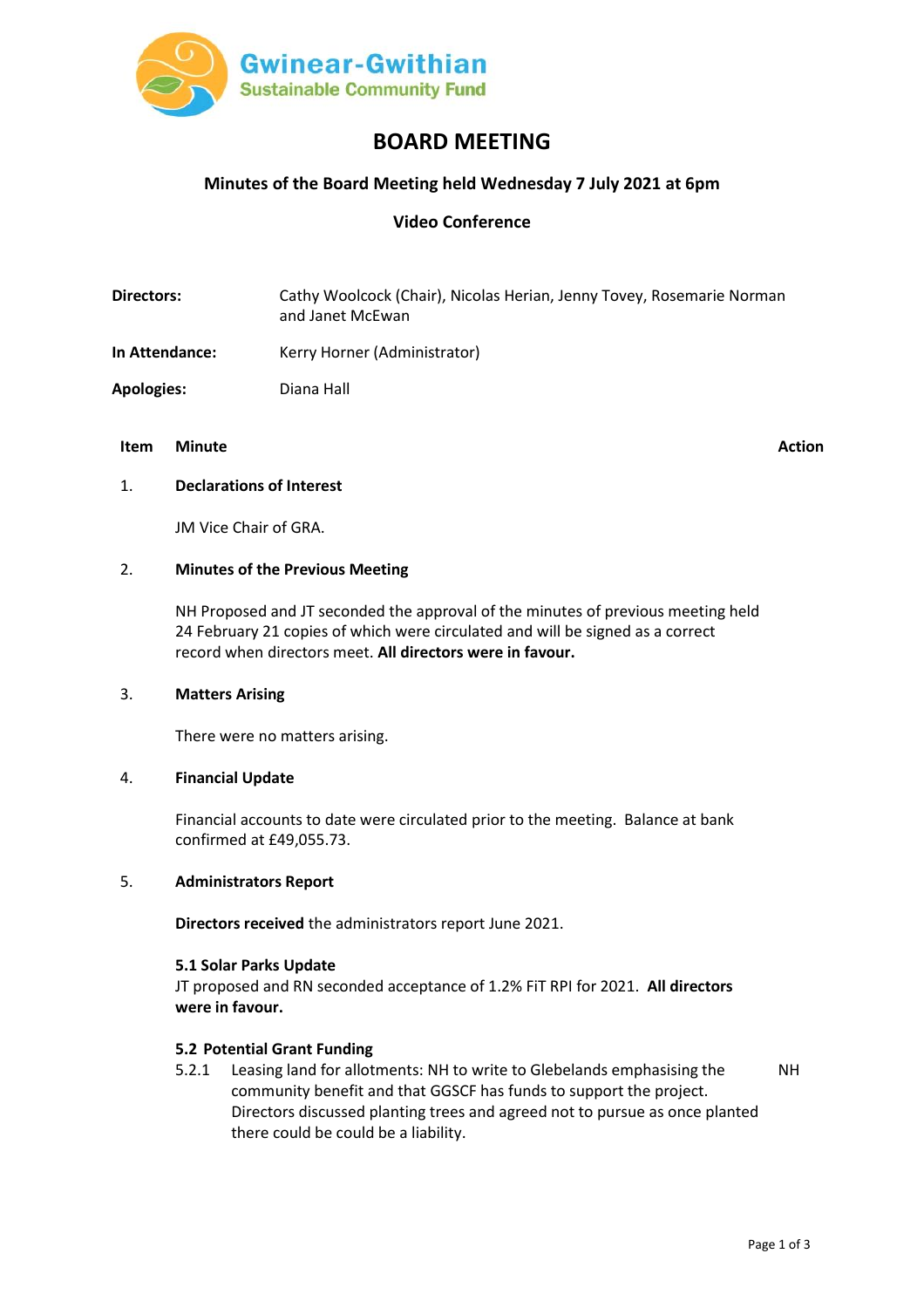Gwinear-Gwithian
Sustainable Community Fund

# BOARD MEETING

## Minutes of the Board Meeting held Wednesday 7 July 2021 at 6pm

## Video Conference

**Directors:** Cathy Woolcock (Chair), Nicolas Herian, Jenny Tovey, Rosemarie Norman and Janet McEwan

**In Attendance:** Kerry Horner (Administrator)

**Apologies:** Diana Hall

| Item | Minute | Action |
|---|---|---|
| 1. | **Declarations of Interest** | |
| | JM Vice Chair of GRA. | |
| 2. | **Minutes of the Previous Meeting** | |
| | NH Proposed and JT seconded the approval of the minutes of previous meeting held 24 February 21 copies of which were circulated and will be signed as a correct record when directors meet. **All directors were in favour.** | |
| 3. | **Matters Arising** | |
| | There were no matters arising. | |
| 4. | **Financial Update** | |
| | Financial accounts to date were circulated prior to the meeting. Balance at bank confirmed at £49,055.73. | |
| 5. | **Administrators Report** | |
| | **Directors received** the administrators report June 2021. | |
| | **5.1 Solar Parks Update** JT proposed and RN seconded acceptance of 1.2% FiT RPI for 2021. **All directors were in favour.** | |
| | **5.2 Potential Grant Funding** | |
| | 5.2.1 Leasing land for allotments: NH to write to Glebelands emphasising the community benefit and that GGSCF has funds to support the project. Directors discussed planting trees and agreed not to pursue as once planted there could be could be a liability. | NH |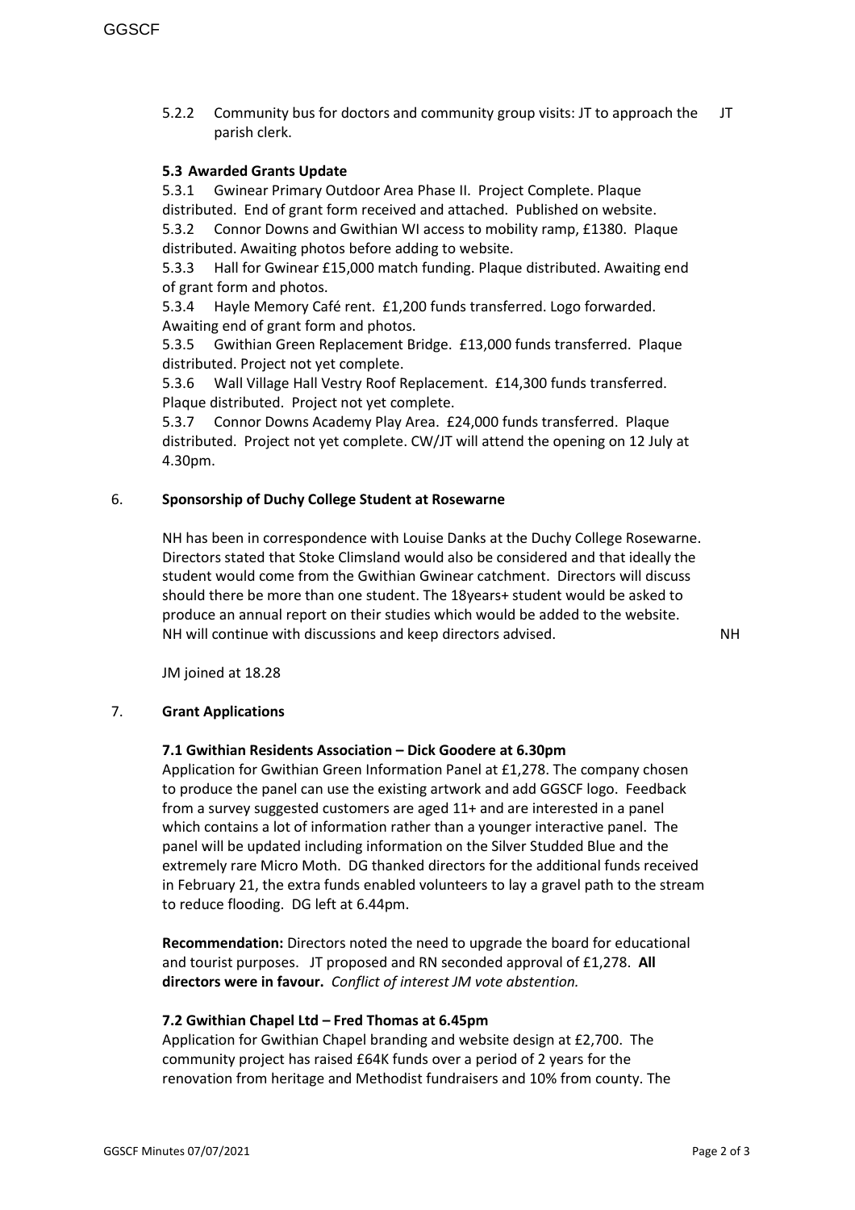5.2.2 Community bus for doctors and community group visits: JT to approach the parish clerk. JT

**5.3 Awarded Grants Update**

5.3.1 Gwinear Primary Outdoor Area Phase II. Project Complete. Plaque distributed. End of grant form received and attached. Published on website.
5.3.2 Connor Downs and Gwithian WI access to mobility ramp, £1380. Plaque distributed. Awaiting photos before adding to website.
5.3.3 Hall for Gwinear £15,000 match funding. Plaque distributed. Awaiting end of grant form and photos.
5.3.4 Hayle Memory Café rent. £1,200 funds transferred. Logo forwarded. Awaiting end of grant form and photos.
5.3.5 Gwithian Green Replacement Bridge. £13,000 funds transferred. Plaque distributed. Project not yet complete.
5.3.6 Wall Village Hall Vestry Roof Replacement. £14,300 funds transferred. Plaque distributed. Project not yet complete.
5.3.7 Connor Downs Academy Play Area. £24,000 funds transferred. Plaque distributed. Project not yet complete. CW/JT will attend the opening on 12 July at 4.30pm.

## 6. Sponsorship of Duchy College Student at Rosewarne

NH has been in correspondence with Louise Danks at the Duchy College Rosewarne. Directors stated that Stoke Climsland would also be considered and that ideally the student would come from the Gwithian Gwinear catchment. Directors will discuss should there be more than one student. The 18years+ student would be asked to produce an annual report on their studies which would be added to the website. NH will continue with discussions and keep directors advised. NH

JM joined at 18.28

## 7. Grant Applications

**7.1 Gwithian Residents Association – Dick Goodere at 6.30pm**

Application for Gwithian Green Information Panel at £1,278. The company chosen to produce the panel can use the existing artwork and add GGSCF logo. Feedback from a survey suggested customers are aged 11+ and are interested in a panel which contains a lot of information rather than a younger interactive panel. The panel will be updated including information on the Silver Studded Blue and the extremely rare Micro Moth. DG thanked directors for the additional funds received in February 21, the extra funds enabled volunteers to lay a gravel path to the stream to reduce flooding. DG left at 6.44pm.

**Recommendation:** Directors noted the need to upgrade the board for educational and tourist purposes. JT proposed and RN seconded approval of £1,278. **All directors were in favour.** *Conflict of interest JM vote abstention.*

**7.2 Gwithian Chapel Ltd – Fred Thomas at 6.45pm**

Application for Gwithian Chapel branding and website design at £2,700. The community project has raised £64K funds over a period of 2 years for the renovation from heritage and Methodist fundraisers and 10% from county. The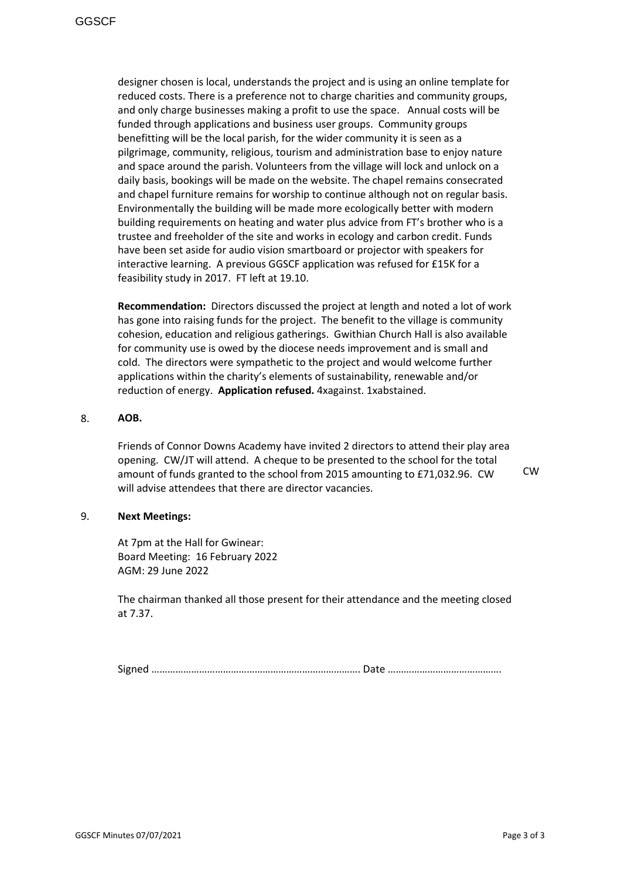designer chosen is local, understands the project and is using an online template for reduced costs. There is a preference not to charge charities and community groups, and only charge businesses making a profit to use the space. Annual costs will be funded through applications and business user groups. Community groups benefitting will be the local parish, for the wider community it is seen as a pilgrimage, community, religious, tourism and administration base to enjoy nature and space around the parish. Volunteers from the village will lock and unlock on a daily basis, bookings will be made on the website. The chapel remains consecrated and chapel furniture remains for worship to continue although not on regular basis. Environmentally the building will be made more ecologically better with modern building requirements on heating and water plus advice from FT's brother who is a trustee and freeholder of the site and works in ecology and carbon credit. Funds have been set aside for audio vision smartboard or projector with speakers for interactive learning. A previous GGSCF application was refused for £15K for a feasibility study in 2017. FT left at 19.10.

**Recommendation:** Directors discussed the project at length and noted a lot of work has gone into raising funds for the project. The benefit to the village is community cohesion, education and religious gatherings. Gwithian Church Hall is also available for community use is owed by the diocese needs improvement and is small and cold. The directors were sympathetic to the project and would welcome further applications within the charity's elements of sustainability, renewable and/or reduction of energy. **Application refused.** 4xagainst. 1xabstained.

8. **AOB.**

Friends of Connor Downs Academy have invited 2 directors to attend their play area opening. CW/JT will attend. A cheque to be presented to the school for the total amount of funds granted to the school from 2015 amounting to £71,032.96. CW will advise attendees that there are director vacancies. — CW

9. **Next Meetings:**

At 7pm at the Hall for Gwinear:
Board Meeting: 16 February 2022
AGM: 29 June 2022

The chairman thanked all those present for their attendance and the meeting closed at 7.37.

Signed ……………………………………………………………………. Date ……………………………………..